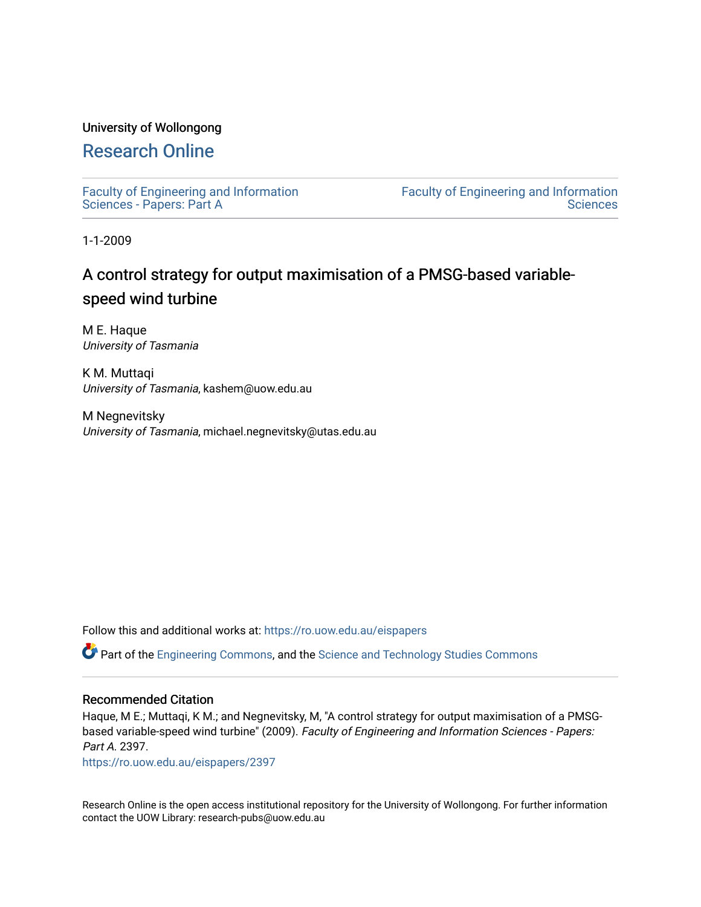University of Wollongong

# Research Online

Faculty of Engineering and Information Sciences - Papers: Part A

Faculty of Engineering and Information Sciences

1-1-2009

## A control strategy for output maximisation of a PMSG-based variable-speed wind turbine

M E. Haque
*University of Tasmania*

K M. Muttaqi
*University of Tasmania*, kashem@uow.edu.au

M Negnevitsky
*University of Tasmania*, michael.negnevitsky@utas.edu.au

Follow this and additional works at: https://ro.uow.edu.au/eispapers

Part of the Engineering Commons, and the Science and Technology Studies Commons

### Recommended Citation

Haque, M E.; Muttaqi, K M.; and Negnevitsky, M, "A control strategy for output maximisation of a PMSG-based variable-speed wind turbine" (2009). *Faculty of Engineering and Information Sciences - Papers: Part A*. 2397.
https://ro.uow.edu.au/eispapers/2397

Research Online is the open access institutional repository for the University of Wollongong. For further information contact the UOW Library: research-pubs@uow.edu.au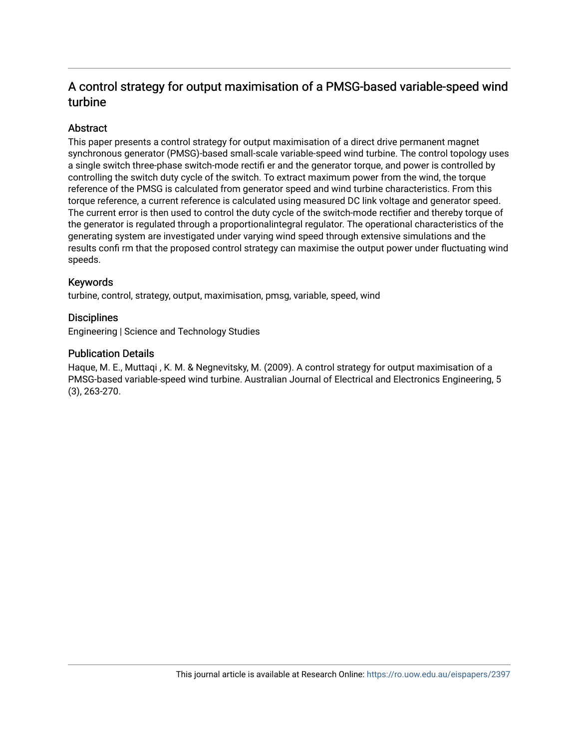# A control strategy for output maximisation of a PMSG-based variable-speed wind turbine

## Abstract

This paper presents a control strategy for output maximisation of a direct drive permanent magnet synchronous generator (PMSG)-based small-scale variable-speed wind turbine. The control topology uses a single switch three-phase switch-mode rectifi er and the generator torque, and power is controlled by controlling the switch duty cycle of the switch. To extract maximum power from the wind, the torque reference of the PMSG is calculated from generator speed and wind turbine characteristics. From this torque reference, a current reference is calculated using measured DC link voltage and generator speed. The current error is then used to control the duty cycle of the switch-mode rectifier and thereby torque of the generator is regulated through a proportionalintegral regulator. The operational characteristics of the generating system are investigated under varying wind speed through extensive simulations and the results confi rm that the proposed control strategy can maximise the output power under fluctuating wind speeds.

## Keywords

turbine, control, strategy, output, maximisation, pmsg, variable, speed, wind

## Disciplines

Engineering | Science and Technology Studies

## Publication Details

Haque, M. E., Muttaqi , K. M. & Negnevitsky, M. (2009). A control strategy for output maximisation of a PMSG-based variable-speed wind turbine. Australian Journal of Electrical and Electronics Engineering, 5 (3), 263-270.

This journal article is available at Research Online: https://ro.uow.edu.au/eispapers/2397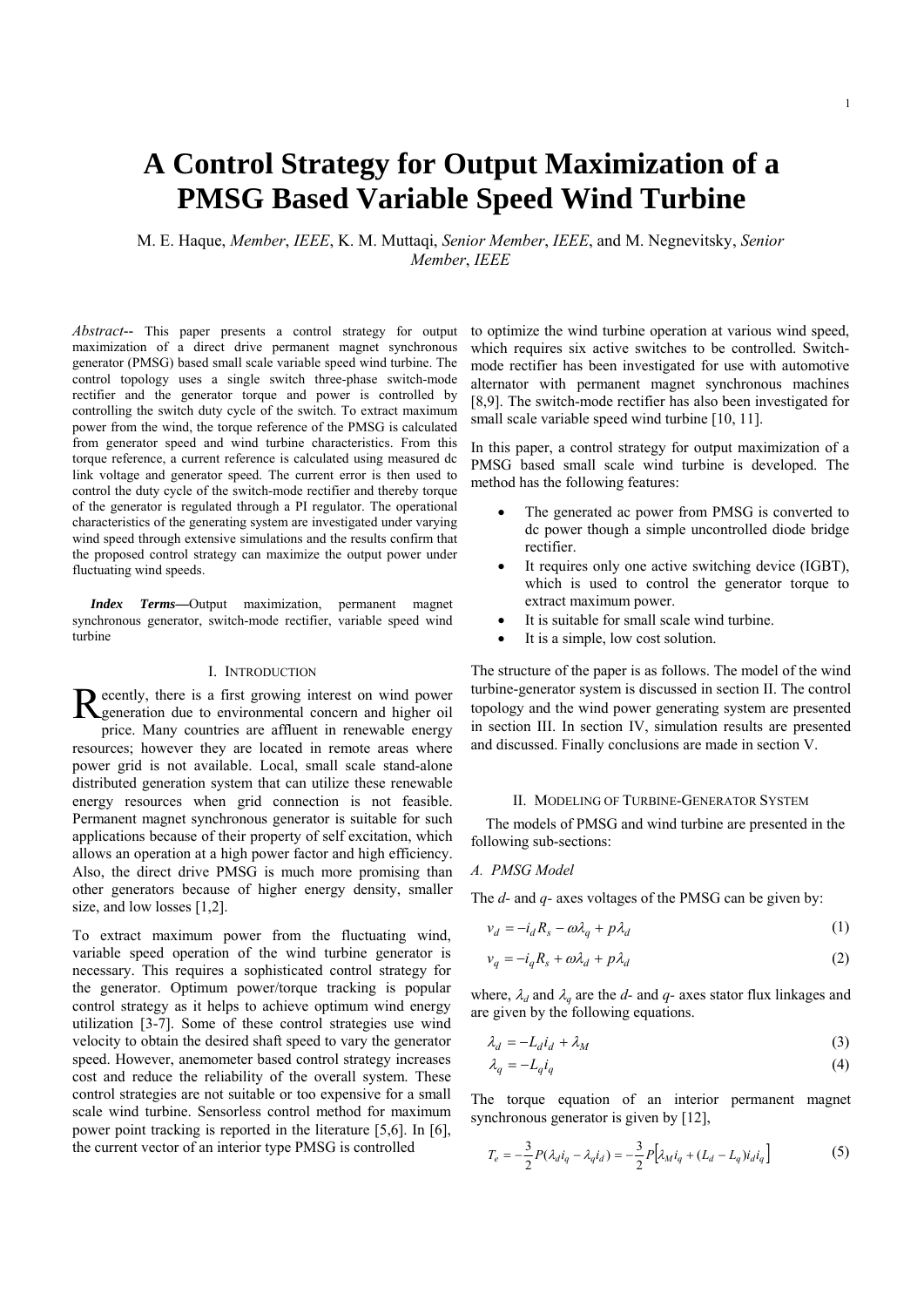# A Control Strategy for Output Maximization of a PMSG Based Variable Speed Wind Turbine

M. E. Haque, *Member*, *IEEE*, K. M. Muttaqi, *Senior Member*, *IEEE*, and M. Negnevitsky, *Senior Member*, *IEEE*

*Abstract*-- This paper presents a control strategy for output maximization of a direct drive permanent magnet synchronous generator (PMSG) based small scale variable speed wind turbine. The control topology uses a single switch three-phase switch-mode rectifier and the generator torque and power is controlled by controlling the switch duty cycle of the switch. To extract maximum power from the wind, the torque reference of the PMSG is calculated from generator speed and wind turbine characteristics. From this torque reference, a current reference is calculated using measured dc link voltage and generator speed. The current error is then used to control the duty cycle of the switch-mode rectifier and thereby torque of the generator is regulated through a PI regulator. The operational characteristics of the generating system are investigated under varying wind speed through extensive simulations and the results confirm that the proposed control strategy can maximize the output power under fluctuating wind speeds.

***Index Terms***—Output maximization, permanent magnet synchronous generator, switch-mode rectifier, variable speed wind turbine

## I. Introduction

Recently, there is a first growing interest on wind power generation due to environmental concern and higher oil price. Many countries are affluent in renewable energy resources; however they are located in remote areas where power grid is not available. Local, small scale stand-alone distributed generation system that can utilize these renewable energy resources when grid connection is not feasible. Permanent magnet synchronous generator is suitable for such applications because of their property of self excitation, which allows an operation at a high power factor and high efficiency. Also, the direct drive PMSG is much more promising than other generators because of higher energy density, smaller size, and low losses [1,2].

To extract maximum power from the fluctuating wind, variable speed operation of the wind turbine generator is necessary. This requires a sophisticated control strategy for the generator. Optimum power/torque tracking is popular control strategy as it helps to achieve optimum wind energy utilization [3-7]. Some of these control strategies use wind velocity to obtain the desired shaft speed to vary the generator speed. However, anemometer based control strategy increases cost and reduce the reliability of the overall system. These control strategies are not suitable or too expensive for a small scale wind turbine. Sensorless control method for maximum power point tracking is reported in the literature [5,6]. In [6], the current vector of an interior type PMSG is controlled to optimize the wind turbine operation at various wind speed, which requires six active switches to be controlled. Switch-mode rectifier has been investigated for use with automotive alternator with permanent magnet synchronous machines [8,9]. The switch-mode rectifier has also been investigated for small scale variable speed wind turbine [10, 11].

In this paper, a control strategy for output maximization of a PMSG based small scale wind turbine is developed. The method has the following features:

- The generated ac power from PMSG is converted to dc power though a simple uncontrolled diode bridge rectifier.
- It requires only one active switching device (IGBT), which is used to control the generator torque to extract maximum power.
- It is suitable for small scale wind turbine.
- It is a simple, low cost solution.

The structure of the paper is as follows. The model of the wind turbine-generator system is discussed in section II. The control topology and the wind power generating system are presented in section III. In section IV, simulation results are presented and discussed. Finally conclusions are made in section V.

## II. Modeling of Turbine-Generator System

The models of PMSG and wind turbine are presented in the following sub-sections:

### A. PMSG Model

The *d*- and *q*- axes voltages of the PMSG can be given by:

$$v_d = -i_d R_s - \omega\lambda_q + p\lambda_d \tag{1}$$

$$v_q = -i_q R_s + \omega\lambda_d + p\lambda_d \tag{2}$$

where, $\lambda_d$ and $\lambda_q$ are the *d*- and *q*- axes stator flux linkages and are given by the following equations.

$$\lambda_d = -L_d i_d + \lambda_M \tag{3}$$

$$\lambda_q = -L_q i_q \tag{4}$$

The torque equation of an interior permanent magnet synchronous generator is given by [12],

$$T_e = -\frac{3}{2}P(\lambda_d i_q - \lambda_q i_d) = -\frac{3}{2}P\left[\lambda_M i_q + (L_d - L_q)i_d i_q\right] \tag{5}$$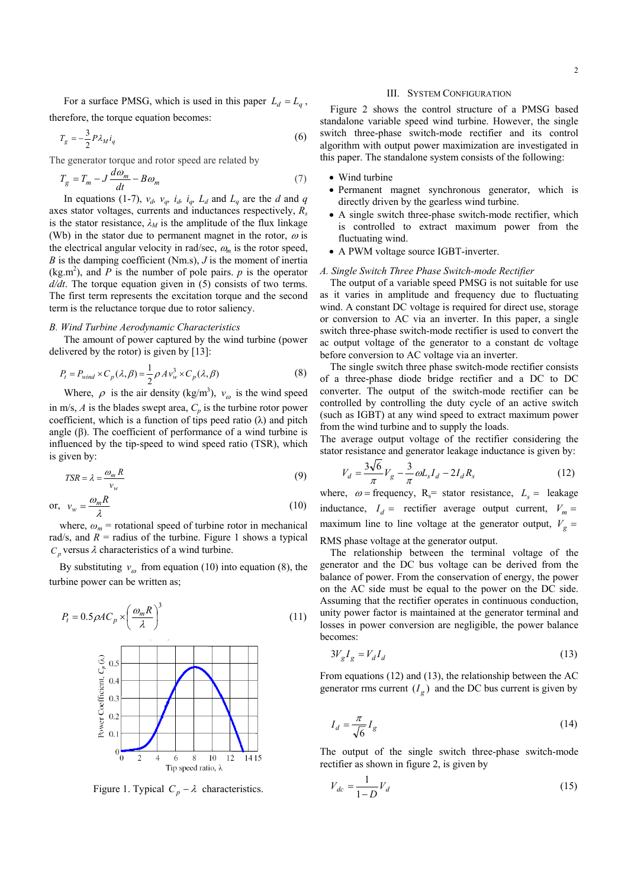For a surface PMSG, which is used in this paper $L_d = L_q$, therefore, the torque equation becomes:

$$T_g = -\frac{3}{2} P \lambda_M i_q \tag{6}$$

The generator torque and rotor speed are related by

$$T_g = T_m - J\frac{d\omega_m}{dt} - B\omega_m \tag{7}$$

In equations (1-7), $v_d$, $v_q$, $i_d$, $i_q$, $L_d$ and $L_q$ are the $d$ and $q$ axes stator voltages, currents and inductances respectively, $R_s$ is the stator resistance, $\lambda_M$ is the amplitude of the flux linkage (Wb) in the stator due to permanent magnet in the rotor, $\omega$ is the electrical angular velocity in rad/sec, $\omega_m$ is the rotor speed, $B$ is the damping coefficient (Nm.s), $J$ is the moment of inertia (kg.m$^2$), and $P$ is the number of pole pairs. $p$ is the operator $d/dt$. The torque equation given in (5) consists of two terms. The first term represents the excitation torque and the second term is the reluctance torque due to rotor saliency.

### B. Wind Turbine Aerodynamic Characteristics

The amount of power captured by the wind turbine (power delivered by the rotor) is given by [13]:

$$P_t = P_{wind} \times C_p(\lambda, \beta) = \frac{1}{2}\rho A v_w^3 \times C_p(\lambda, \beta) \tag{8}$$

Where, $\rho$ is the air density (kg/m$^3$), $v_\omega$ is the wind speed in m/s, $A$ is the blades swept area, $C_p$ is the turbine rotor power coefficient, which is a function of tips peed ratio ($\lambda$) and pitch angle ($\beta$). The coefficient of performance of a wind turbine is influenced by the tip-speed to wind speed ratio (TSR), which is given by:

$$TSR = \lambda = \frac{\omega_m R}{v_w} \tag{9}$$

$$\text{or,} \quad v_w = \frac{\omega_m R}{\lambda} \tag{10}$$

where, $\omega_m$ = rotational speed of turbine rotor in mechanical rad/s, and $R$ = radius of the turbine. Figure 1 shows a typical $C_p$ versus $\lambda$ characteristics of a wind turbine.

By substituting $v_\omega$ from equation (10) into equation (8), the turbine power can be written as;

$$P_t = 0.5\rho A C_p \times \left(\frac{\omega_m R}{\lambda}\right)^3 \tag{11}$$

Figure 1. Typical $C_p - \lambda$ characteristics.

## III. System Configuration

Figure 2 shows the control structure of a PMSG based standalone variable speed wind turbine. However, the single switch three-phase switch-mode rectifier and its control algorithm with output power maximization are investigated in this paper. The standalone system consists of the following:

- Wind turbine
- Permanent magnet synchronous generator, which is directly driven by the gearless wind turbine.
- A single switch three-phase switch-mode rectifier, which is controlled to extract maximum power from the fluctuating wind.
- A PWM voltage source IGBT-inverter.

### A. Single Switch Three Phase Switch-mode Rectifier

The output of a variable speed PMSG is not suitable for use as it varies in amplitude and frequency due to fluctuating wind. A constant DC voltage is required for direct use, storage or conversion to AC via an inverter. In this paper, a single switch three-phase switch-mode rectifier is used to convert the ac output voltage of the generator to a constant dc voltage before conversion to AC voltage via an inverter.

The single switch three phase switch-mode rectifier consists of a three-phase diode bridge rectifier and a DC to DC converter. The output of the switch-mode rectifier can be controlled by controlling the duty cycle of an active switch (such as IGBT) at any wind speed to extract maximum power from the wind turbine and to supply the loads.

The average output voltage of the rectifier considering the stator resistance and generator leakage inductance is given by:

$$V_d = \frac{3\sqrt{6}}{\pi}V_g - \frac{3}{\pi}\omega L_s I_d - 2I_d R_s \tag{12}$$

where, $\omega$ = frequency, $R_s$= stator resistance, $L_s$ = leakage inductance, $I_d$ = rectifier average output current, $V_m$ = maximum line to line voltage at the generator output, $V_g$ = RMS phase voltage at the generator output.

The terminal voltage of the generator and the DC bus voltage can be derived from the balance of power. From the conservation of energy, the power on the AC side must be equal to the power on the DC side. Assuming that the rectifier operates in continuous conduction, unity power factor is maintained at the generator terminal and losses in power conversion are negligible, the power balance becomes:

$$3V_g I_g = V_d I_d \tag{13}$$

From equations (12) and (13), the relationship between the AC generator rms current $(I_g)$ and the DC bus current is given by

$$I_d = \frac{\pi}{\sqrt{6}} I_g \tag{14}$$

The output of the single switch three-phase switch-mode rectifier as shown in figure 2, is given by

$$V_{dc} = \frac{1}{1-D} V_d \tag{15}$$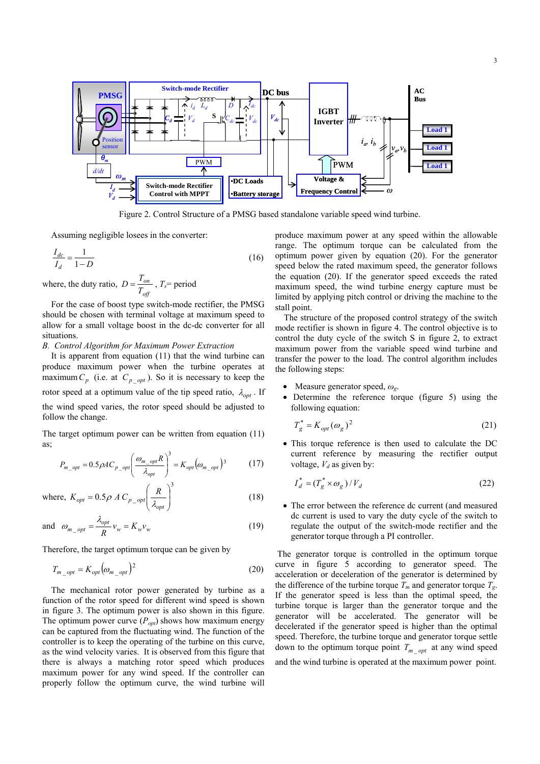Figure 2. Control Structure of a PMSG based standalone variable speed wind turbine.

Assuming negligible losees in the converter:

$$\frac{I_{dc}}{I_d} = \frac{1}{1-D} \tag{16}$$

where, the duty ratio, $D = \frac{T_{on}}{T_{off}}$ , $T_s$= period

For the case of boost type switch-mode rectifier, the PMSG should be chosen with terminal voltage at maximum speed to allow for a small voltage boost in the dc-dc converter for all situations.

*B. Control Algorithm for Maximum Power Extraction*

It is apparent from equation (11) that the wind turbine can produce maximum power when the turbine operates at maximum $C_p$ (i.e. at $C_{p\_opt}$). So it is necessary to keep the rotor speed at a optimum value of the tip speed ratio, $\lambda_{opt}$. If the wind speed varies, the rotor speed should be adjusted to follow the change.

The target optimum power can be written from equation (11) as;

$$P_{m\_opt} = 0.5 \rho A C_{p\_opt} \left( \frac{\omega_{m\_opt} R}{\lambda_{opt}} \right)^3 = K_{opt} \left( \omega_{m\_opt} \right)^3 \tag{17}$$

where, $K_{opt} = 0.5 \rho \ A \ C_{p\_opt} \left( \frac{R}{\lambda_{opt}} \right)^3$ (18)

and $\omega_{m\_opt} = \frac{\lambda_{opt}}{R} v_w = K_w v_w$ (19)

Therefore, the target optimum torque can be given by

$$T_{m\_opt} = K_{opt} \left( \omega_{m\_opt} \right)^2 \tag{20}$$

The mechanical rotor power generated by turbine as a function of the rotor speed for different wind speed is shown in figure 3. The optimum power is also shown in this figure. The optimum power curve ($P_{opt}$) shows how maximum energy can be captured from the fluctuating wind. The function of the controller is to keep the operating of the turbine on this curve, as the wind velocity varies. It is observed from this figure that there is always a matching rotor speed which produces maximum power for any wind speed. If the controller can properly follow the optimum curve, the wind turbine will produce maximum power at any speed within the allowable range. The optimum torque can be calculated from the optimum power given by equation (20). For the generator speed below the rated maximum speed, the generator follows the equation (20). If the generator speed exceeds the rated maximum speed, the wind turbine energy capture must be limited by applying pitch control or driving the machine to the stall point.

The structure of the proposed control strategy of the switch mode rectifier is shown in figure 4. The control objective is to control the duty cycle of the switch S in figure 2, to extract maximum power from the variable speed wind turbine and transfer the power to the load. The control algorithm includes the following steps:

- Measure generator speed, $\omega_g$.
- Determine the reference torque (figure 5) using the following equation:

$$T_g^* = K_{opt} (\omega_g)^2 \tag{21}$$

- This torque reference is then used to calculate the DC current reference by measuring the rectifier output voltage, $V_d$ as given by:

$$I_d^* = (T_g^* \times \omega_g) / V_d \tag{22}$$

- The error between the reference dc current (and measured dc current is used to vary the duty cycle of the switch to regulate the output of the switch-mode rectifier and the generator torque through a PI controller.

The generator torque is controlled in the optimum torque curve in figure 5 according to generator speed. The acceleration or deceleration of the generator is determined by the difference of the turbine torque $T_m$ and generator torque $T_g$. If the generator speed is less than the optimal speed, the turbine torque is larger than the generator torque and the generator will be accelerated. The generator will be decelerated if the generator speed is higher than the optimal speed. Therefore, the turbine torque and generator torque settle down to the optimum torque point $T_{m\_opt}$ at any wind speed and the wind turbine is operated at the maximum power point.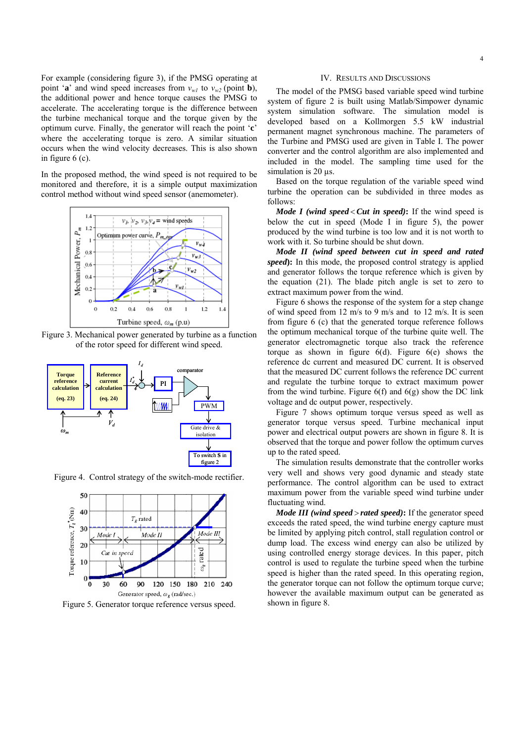For example (considering figure 3), if the PMSG operating at point '**a**' and wind speed increases from $v_{w1}$ to $v_{w2}$ (point **b**), the additional power and hence torque causes the PMSG to accelerate. The accelerating torque is the difference between the turbine mechanical torque and the torque given by the optimum curve. Finally, the generator will reach the point '**c**' where the accelerating torque is zero. A similar situation occurs when the wind velocity decreases. This is also shown in figure 6 (c).

In the proposed method, the wind speed is not required to be monitored and therefore, it is a simple output maximization control method without wind speed sensor (anemometer).

Figure 3. Mechanical power generated by turbine as a function of the rotor speed for different wind speed.

Figure 4. Control strategy of the switch-mode rectifier.

Figure 5. Generator torque reference versus speed.

## IV. Results and Discussions

The model of the PMSG based variable speed wind turbine system of figure 2 is built using Matlab/Simpower dynamic system simulation software. The simulation model is developed based on a Kollmorgen 5.5 kW industrial permanent magnet synchronous machine. The parameters of the Turbine and PMSG used are given in Table I. The power converter and the control algorithm are also implemented and included in the model. The sampling time used for the simulation is 20 µs.

Based on the torque regulation of the variable speed wind turbine the operation can be subdivided in three modes as follows:

***Mode I (wind speed < Cut in speed):*** If the wind speed is below the cut in speed (Mode I in figure 5), the power produced by the wind turbine is too low and it is not worth to work with it. So turbine should be shut down.

***Mode II (wind speed between cut in speed and rated speed):*** In this mode, the proposed control strategy is applied and generator follows the torque reference which is given by the equation (21). The blade pitch angle is set to zero to extract maximum power from the wind.

Figure 6 shows the response of the system for a step change of wind speed from 12 m/s to 9 m/s and to 12 m/s. It is seen from figure 6 (c) that the generated torque reference follows the optimum mechanical torque of the turbine quite well. The generator electromagnetic torque also track the reference torque as shown in figure 6(d). Figure 6(e) shows the reference dc current and measured DC current. It is observed that the measured DC current follows the reference DC current and regulate the turbine torque to extract maximum power from the wind turbine. Figure 6(f) and 6(g) show the DC link voltage and dc output power, respectively.

Figure 7 shows optimum torque versus speed as well as generator torque versus speed. Turbine mechanical input power and electrical output powers are shown in figure 8. It is observed that the torque and power follow the optimum curves up to the rated speed.

The simulation results demonstrate that the controller works very well and shows very good dynamic and steady state performance. The control algorithm can be used to extract maximum power from the variable speed wind turbine under fluctuating wind.

***Mode III (wind speed > rated speed):*** If the generator speed exceeds the rated speed, the wind turbine energy capture must be limited by applying pitch control, stall regulation control or dump load. The excess wind energy can also be utilized by using controlled energy storage devices. In this paper, pitch control is used to regulate the turbine speed when the turbine speed is higher than the rated speed. In this operating region, the generator torque can not follow the optimum torque curve; however the available maximum output can be generated as shown in figure 8.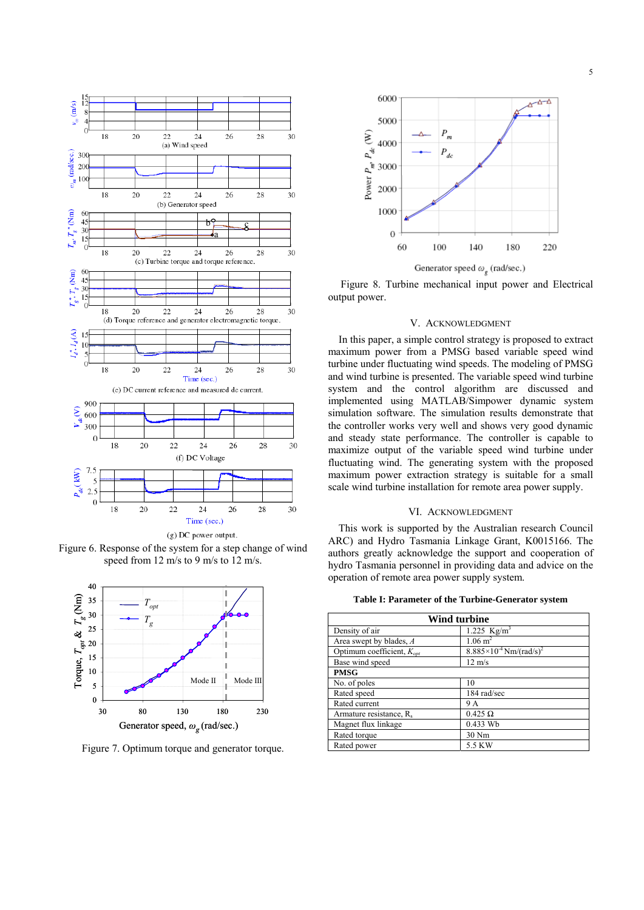Figure 6. Response of the system for a step change of wind speed from 12 m/s to 9 m/s to 12 m/s.

Figure 7. Optimum torque and generator torque.

Figure 8. Turbine mechanical input power and Electrical output power.

## V. ACKNOWLEDGMENT

In this paper, a simple control strategy is proposed to extract maximum power from a PMSG based variable speed wind turbine under fluctuating wind speeds. The modeling of PMSG and wind turbine is presented. The variable speed wind turbine system and the control algorithm are discussed and implemented using MATLAB/Simpower dynamic system simulation software. The simulation results demonstrate that the controller works very well and shows very good dynamic and steady state performance. The controller is capable to maximize output of the variable speed wind turbine under fluctuating wind. The generating system with the proposed maximum power extraction strategy is suitable for a small scale wind turbine installation for remote area power supply.

## VI. ACKNOWLEDGMENT

This work is supported by the Australian research Council ARC) and Hydro Tasmania Linkage Grant, K0015166. The authors greatly acknowledge the support and cooperation of hydro Tasmania personnel in providing data and advice on the operation of remote area power supply system.

**Table I: Parameter of the Turbine-Generator system**

| Wind turbine | |
|---|---|
| Density of air | 1.225 Kg/m$^3$ |
| Area swept by blades, $A$ | 1.06 m$^2$ |
| Optimum coefficient, $K_{opt}$ | $8.885\times10^{-4}$ Nm/(rad/s)$^2$ |
| Base wind speed | 12 m/s |
| **PMSG** | |
| No. of poles | 10 |
| Rated speed | 184 rad/sec |
| Rated current | 9 A |
| Armature resistance, $R_s$ | 0.425 Ω |
| Magnet flux linkage | 0.433 Wb |
| Rated torque | 30 Nm |
| Rated power | 5.5 KW |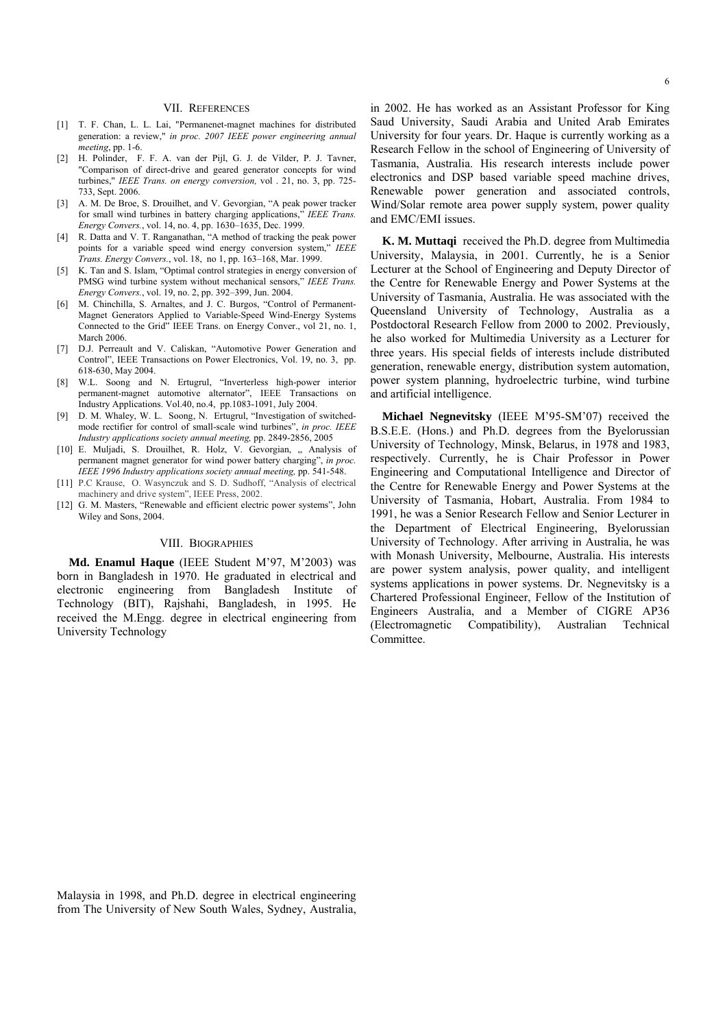## VII. References

[1] T. F. Chan, L. L. Lai, "Permanenet-magnet machines for distributed generation: a review," *in proc. 2007 IEEE power engineering annual meeting*, pp. 1-6.

[2] H. Polinder, F. F. A. van der Pijl, G. J. de Vilder, P. J. Tavner, "Comparison of direct-drive and geared generator concepts for wind turbines," *IEEE Trans. on energy conversion,* vol . 21, no. 3, pp. 725-733, Sept. 2006.

[3] A. M. De Broe, S. Drouilhet, and V. Gevorgian, "A peak power tracker for small wind turbines in battery charging applications," *IEEE Trans. Energy Convers.*, vol. 14, no. 4, pp. 1630–1635, Dec. 1999.

[4] R. Datta and V. T. Ranganathan, "A method of tracking the peak power points for a variable speed wind energy conversion system," *IEEE Trans. Energy Convers.*, vol. 18, no 1, pp. 163–168, Mar. 1999.

[5] K. Tan and S. Islam, "Optimal control strategies in energy conversion of PMSG wind turbine system without mechanical sensors," *IEEE Trans. Energy Convers.*, vol. 19, no. 2, pp. 392–399, Jun. 2004.

[6] M. Chinchilla, S. Arnaltes, and J. C. Burgos, "Control of Permanent-Magnet Generators Applied to Variable-Speed Wind-Energy Systems Connected to the Grid" IEEE Trans. on Energy Conver., vol 21, no. 1, March 2006.

[7] D.J. Perreault and V. Caliskan, "Automotive Power Generation and Control", IEEE Transactions on Power Electronics, Vol. 19, no. 3, pp. 618-630, May 2004.

[8] W.L. Soong and N. Ertugrul, "Inverterless high-power interior permanent-magnet automotive alternator", IEEE Transactions on Industry Applications. Vol.40, no.4, pp.1083-1091, July 2004.

[9] D. M. Whaley, W. L. Soong, N. Ertugrul, "Investigation of switched-mode rectifier for control of small-scale wind turbines", *in proc. IEEE Industry applications society annual meeting,* pp. 2849-2856, 2005

[10] E. Muljadi, S. Drouilhet, R. Holz, V. Gevorgian, „ Analysis of permanent magnet generator for wind power battery charging", *in proc. IEEE 1996 Industry applications society annual meeting,* pp. 541-548.

[11] P.C Krause, O. Wasynczuk and S. D. Sudhoff, "Analysis of electrical machinery and drive system", IEEE Press, 2002.

[12] G. M. Masters, "Renewable and efficient electric power systems", John Wiley and Sons, 2004.

## VIII. Biographies

**Md. Enamul Haque** (IEEE Student M'97, M'2003) was born in Bangladesh in 1970. He graduated in electrical and electronic engineering from Bangladesh Institute of Technology (BIT), Rajshahi, Bangladesh, in 1995. He received the M.Engg. degree in electrical engineering from University Technology Malaysia in 1998, and Ph.D. degree in electrical engineering from The University of New South Wales, Sydney, Australia, in 2002. He has worked as an Assistant Professor for King Saud University, Saudi Arabia and United Arab Emirates University for four years. Dr. Haque is currently working as a Research Fellow in the school of Engineering of University of Tasmania, Australia. His research interests include power electronics and DSP based variable speed machine drives, Renewable power generation and associated controls, Wind/Solar remote area power supply system, power quality and EMC/EMI issues.

**K. M. Muttaqi** received the Ph.D. degree from Multimedia University, Malaysia, in 2001. Currently, he is a Senior Lecturer at the School of Engineering and Deputy Director of the Centre for Renewable Energy and Power Systems at the University of Tasmania, Australia. He was associated with the Queensland University of Technology, Australia as a Postdoctoral Research Fellow from 2000 to 2002. Previously, he also worked for Multimedia University as a Lecturer for three years. His special fields of interests include distributed generation, renewable energy, distribution system automation, power system planning, hydroelectric turbine, wind turbine and artificial intelligence.

**Michael Negnevitsky** (IEEE M'95-SM'07) received the B.S.E.E. (Hons.) and Ph.D. degrees from the Byelorussian University of Technology, Minsk, Belarus, in 1978 and 1983, respectively. Currently, he is Chair Professor in Power Engineering and Computational Intelligence and Director of the Centre for Renewable Energy and Power Systems at the University of Tasmania, Hobart, Australia. From 1984 to 1991, he was a Senior Research Fellow and Senior Lecturer in the Department of Electrical Engineering, Byelorussian University of Technology. After arriving in Australia, he was with Monash University, Melbourne, Australia. His interests are power system analysis, power quality, and intelligent systems applications in power systems. Dr. Negnevitsky is a Chartered Professional Engineer, Fellow of the Institution of Engineers Australia, and a Member of CIGRE AP36 (Electromagnetic Compatibility), Australian Technical Committee.